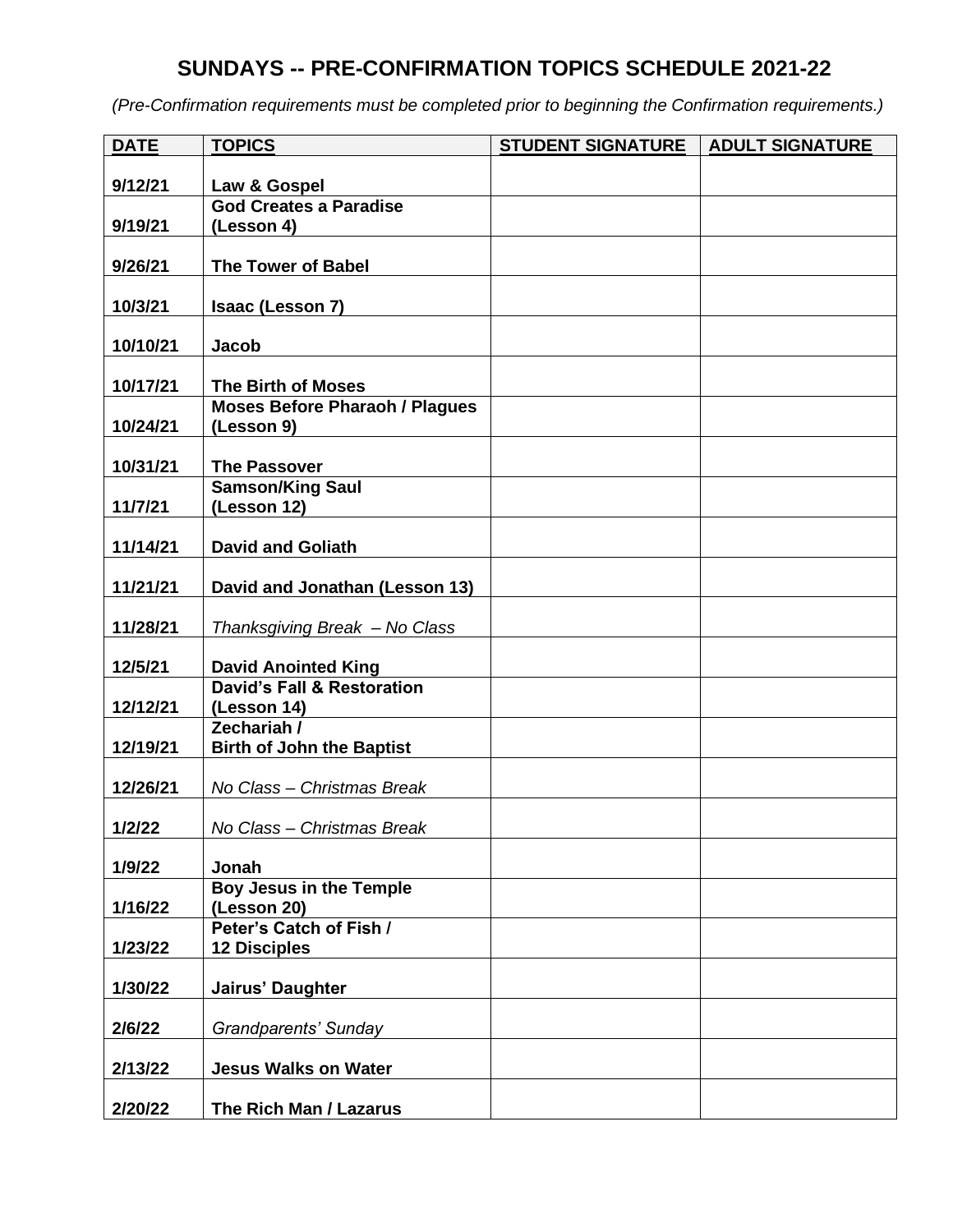# SUNDAYS -- PRE-CONFIRMATION TOPICS SCHEDULE 2021-22

*(Pre-Confirmation requirements must be completed prior to beginning the Confirmation requirements.)*

| DATE | TOPICS | STUDENT SIGNATURE | ADULT SIGNATURE |
|---|---|---|---|
| **9/12/21** | **Law & Gospel** | | |
| **9/19/21** | **God Creates a Paradise (Lesson 4)** | | |
| **9/26/21** | **The Tower of Babel** | | |
| **10/3/21** | **Isaac (Lesson 7)** | | |
| **10/10/21** | **Jacob** | | |
| **10/17/21** | **The Birth of Moses** | | |
| **10/24/21** | **Moses Before Pharaoh / Plagues (Lesson 9)** | | |
| **10/31/21** | **The Passover** | | |
| **11/7/21** | **Samson/King Saul (Lesson 12)** | | |
| **11/14/21** | **David and Goliath** | | |
| **11/21/21** | **David and Jonathan (Lesson 13)** | | |
| **11/28/21** | *Thanksgiving Break – No Class* | | |
| **12/5/21** | **David Anointed King** | | |
| **12/12/21** | **David's Fall & Restoration (Lesson 14)** | | |
| **12/19/21** | **Zechariah / Birth of John the Baptist** | | |
| **12/26/21** | *No Class – Christmas Break* | | |
| **1/2/22** | *No Class – Christmas Break* | | |
| **1/9/22** | **Jonah** | | |
| **1/16/22** | **Boy Jesus in the Temple (Lesson 20)** | | |
| **1/23/22** | **Peter's Catch of Fish / 12 Disciples** | | |
| **1/30/22** | **Jairus' Daughter** | | |
| **2/6/22** | *Grandparents' Sunday* | | |
| **2/13/22** | **Jesus Walks on Water** | | |
| **2/20/22** | **The Rich Man / Lazarus** | | |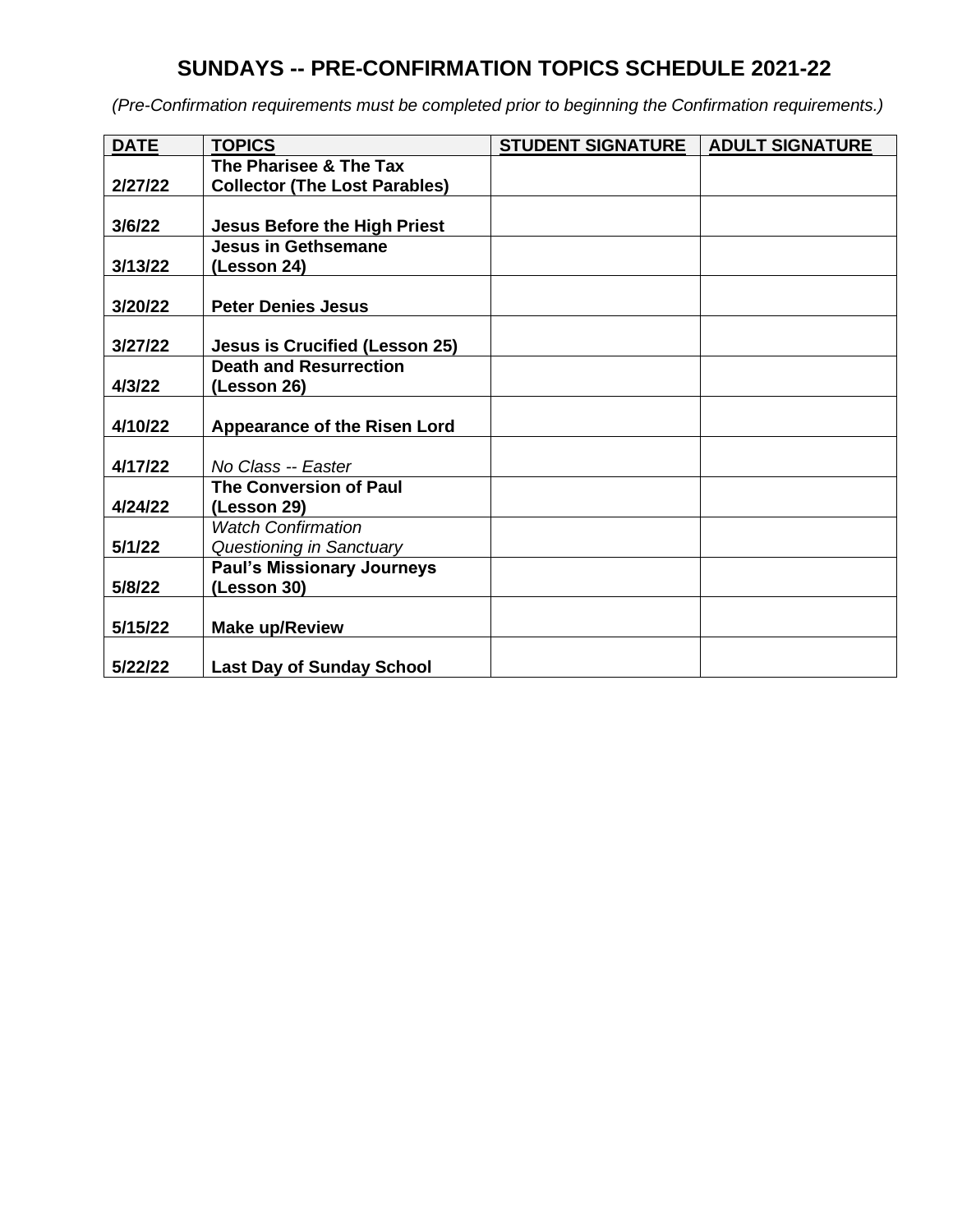# SUNDAYS -- PRE-CONFIRMATION TOPICS SCHEDULE 2021-22

*(Pre-Confirmation requirements must be completed prior to beginning the Confirmation requirements.)*

| DATE | TOPICS | STUDENT SIGNATURE | ADULT SIGNATURE |
|---|---|---|---|
| **2/27/22** | **The Pharisee & The Tax Collector (The Lost Parables)** | | |
| **3/6/22** | **Jesus Before the High Priest** | | |
| **3/13/22** | **Jesus in Gethsemane (Lesson 24)** | | |
| **3/20/22** | **Peter Denies Jesus** | | |
| **3/27/22** | **Jesus is Crucified (Lesson 25)** | | |
| **4/3/22** | **Death and Resurrection (Lesson 26)** | | |
| **4/10/22** | **Appearance of the Risen Lord** | | |
| **4/17/22** | *No Class -- Easter* | | |
| **4/24/22** | **The Conversion of Paul (Lesson 29)** | | |
| **5/1/22** | *Watch Confirmation Questioning in Sanctuary* | | |
| **5/8/22** | **Paul's Missionary Journeys (Lesson 30)** | | |
| **5/15/22** | **Make up/Review** | | |
| **5/22/22** | **Last Day of Sunday School** | | |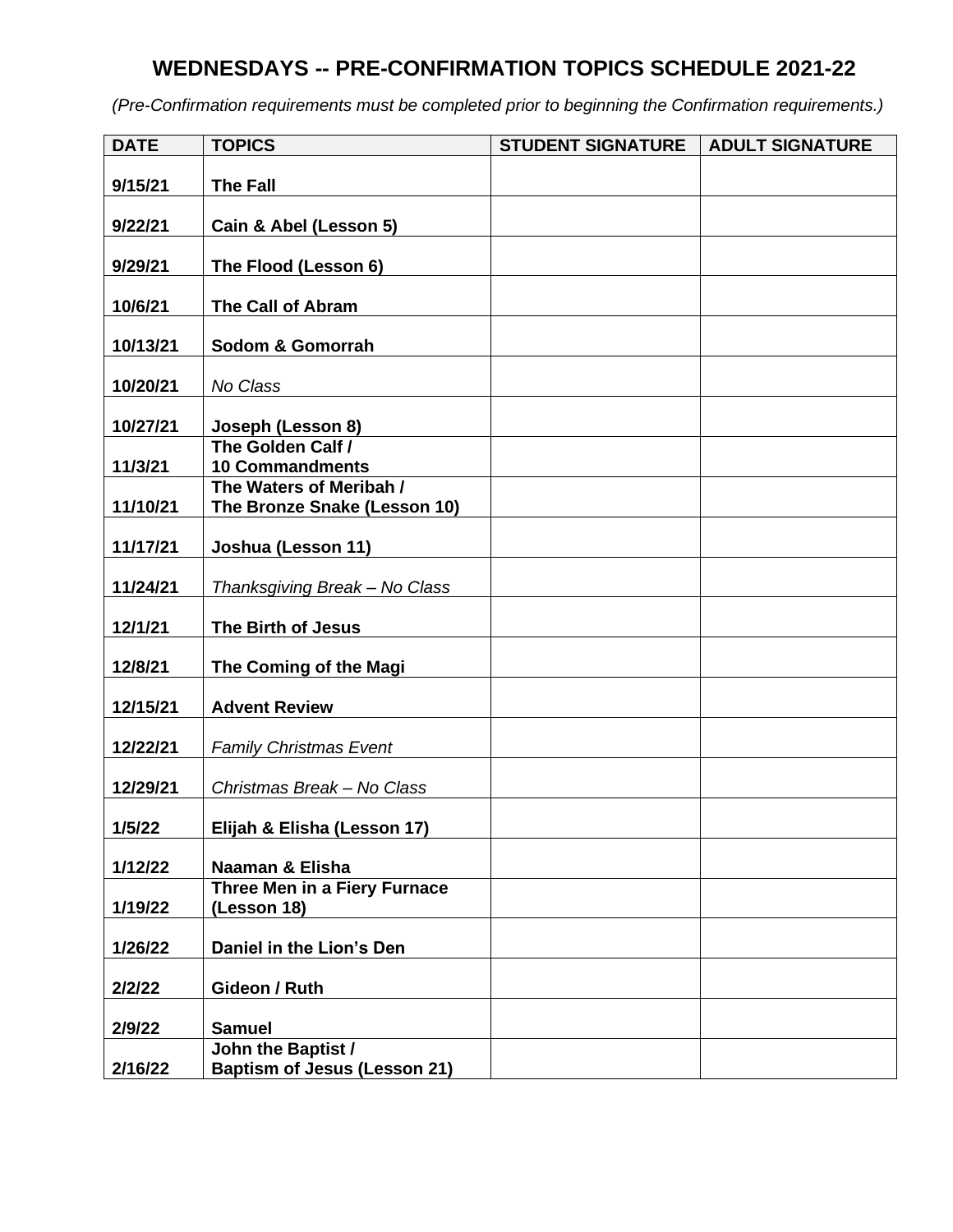# WEDNESDAYS -- PRE-CONFIRMATION TOPICS SCHEDULE 2021-22

*(Pre-Confirmation requirements must be completed prior to beginning the Confirmation requirements.)*

| DATE | TOPICS | STUDENT SIGNATURE | ADULT SIGNATURE |
|---|---|---|---|
| **9/15/21** | **The Fall** | | |
| **9/22/21** | **Cain & Abel (Lesson 5)** | | |
| **9/29/21** | **The Flood (Lesson 6)** | | |
| **10/6/21** | **The Call of Abram** | | |
| **10/13/21** | **Sodom & Gomorrah** | | |
| **10/20/21** | *No Class* | | |
| **10/27/21** | **Joseph (Lesson 8)** | | |
| **11/3/21** | **The Golden Calf / 10 Commandments** | | |
| **11/10/21** | **The Waters of Meribah / The Bronze Snake (Lesson 10)** | | |
| **11/17/21** | **Joshua (Lesson 11)** | | |
| **11/24/21** | *Thanksgiving Break – No Class* | | |
| **12/1/21** | **The Birth of Jesus** | | |
| **12/8/21** | **The Coming of the Magi** | | |
| **12/15/21** | **Advent Review** | | |
| **12/22/21** | *Family Christmas Event* | | |
| **12/29/21** | *Christmas Break – No Class* | | |
| **1/5/22** | **Elijah & Elisha (Lesson 17)** | | |
| **1/12/22** | **Naaman & Elisha** | | |
| **1/19/22** | **Three Men in a Fiery Furnace (Lesson 18)** | | |
| **1/26/22** | **Daniel in the Lion's Den** | | |
| **2/2/22** | **Gideon / Ruth** | | |
| **2/9/22** | **Samuel** | | |
| **2/16/22** | **John the Baptist / Baptism of Jesus (Lesson 21)** | | |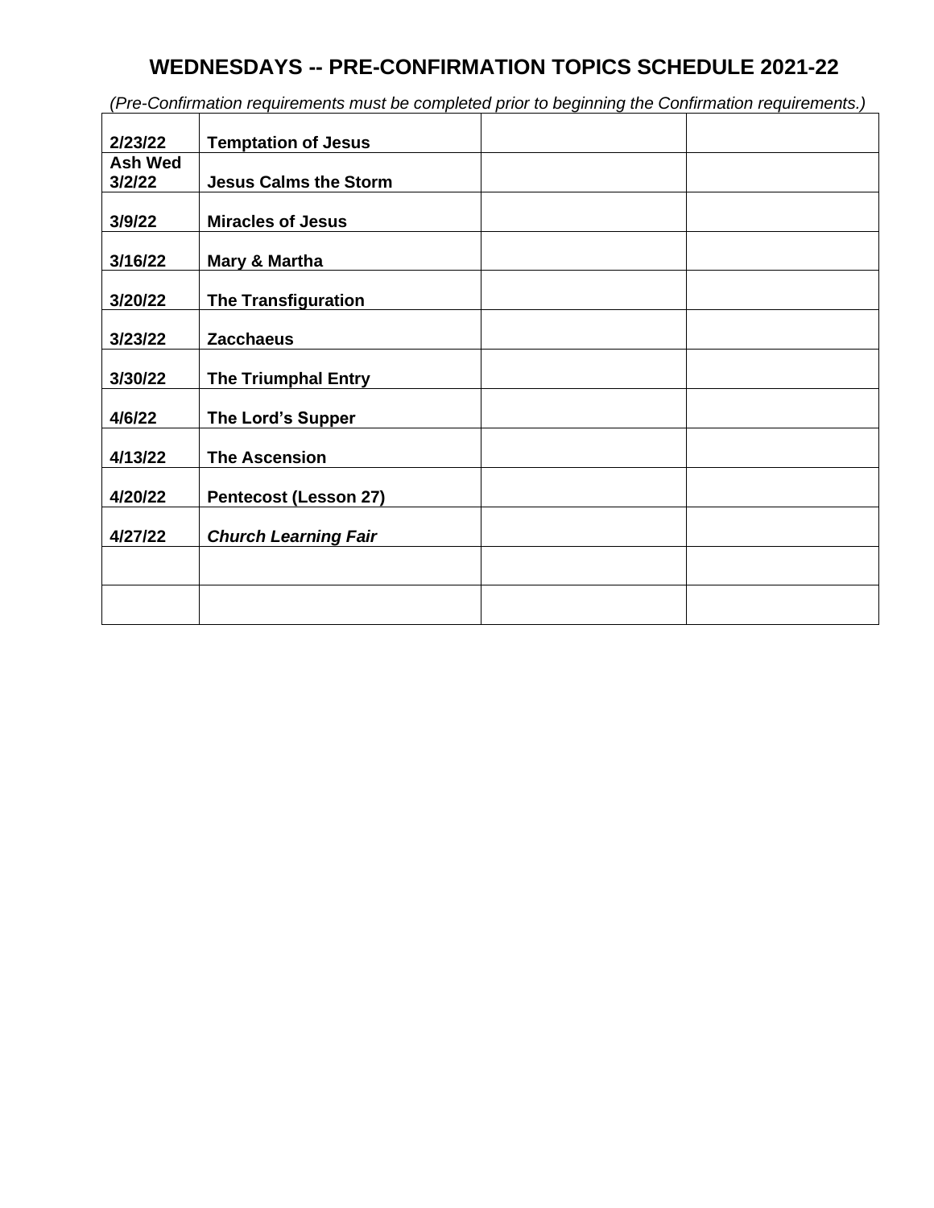## WEDNESDAYS -- PRE-CONFIRMATION TOPICS SCHEDULE 2021-22

*(Pre-Confirmation requirements must be completed prior to beginning the Confirmation requirements.)*

| | | | |
|---|---|---|---|
| **2/23/22** | **Temptation of Jesus** | | |
| **Ash Wed 3/2/22** | **Jesus Calms the Storm** | | |
| **3/9/22** | **Miracles of Jesus** | | |
| **3/16/22** | **Mary & Martha** | | |
| **3/20/22** | **The Transfiguration** | | |
| **3/23/22** | **Zacchaeus** | | |
| **3/30/22** | **The Triumphal Entry** | | |
| **4/6/22** | **The Lord's Supper** | | |
| **4/13/22** | **The Ascension** | | |
| **4/20/22** | **Pentecost (Lesson 27)** | | |
| **4/27/22** | ***Church Learning Fair*** | | |
| | | | |
| | | | |